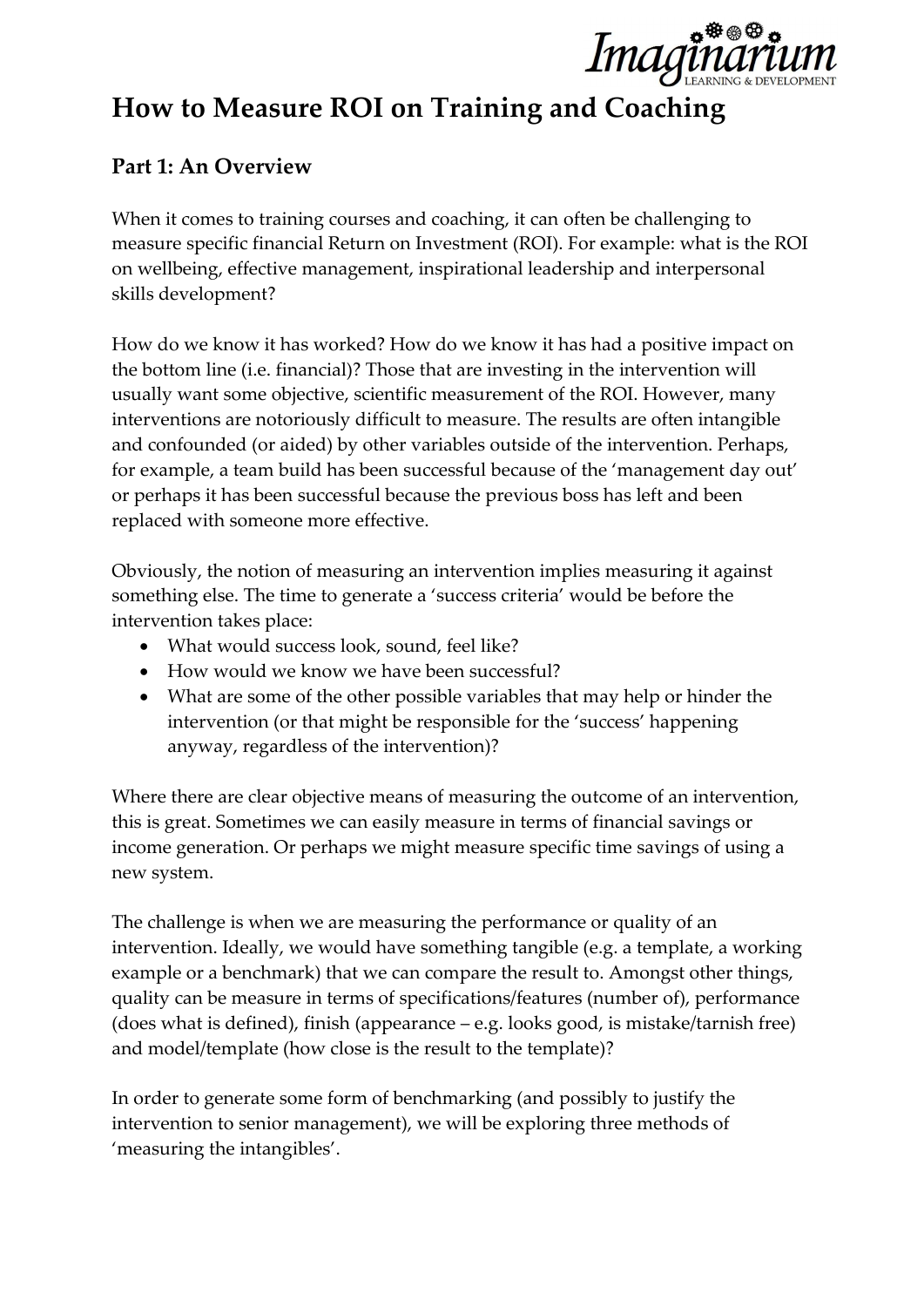# How to Measure ROI on Training and Coaching

## Part 1: An Overview

When it comes to training courses and coaching, it can often be challenging to measure specific financial Return on Investment (ROI). For example: what is the ROI on wellbeing, effective management, inspirational leadership and interpersonal skills development?

How do we know it has worked? How do we know it has had a positive impact on the bottom line (i.e. financial)? Those that are investing in the intervention will usually want some objective, scientific measurement of the ROI. However, many interventions are notoriously difficult to measure. The results are often intangible and confounded (or aided) by other variables outside of the intervention. Perhaps, for example, a team build has been successful because of the 'management day out' or perhaps it has been successful because the previous boss has left and been replaced with someone more effective.

Obviously, the notion of measuring an intervention implies measuring it against something else. The time to generate a 'success criteria' would be before the intervention takes place:

- What would success look, sound, feel like?
- How would we know we have been successful?
- What are some of the other possible variables that may help or hinder the intervention (or that might be responsible for the 'success' happening anyway, regardless of the intervention)?

Where there are clear objective means of measuring the outcome of an intervention, this is great. Sometimes we can easily measure in terms of financial savings or income generation. Or perhaps we might measure specific time savings of using a new system.

The challenge is when we are measuring the performance or quality of an intervention. Ideally, we would have something tangible (e.g. a template, a working example or a benchmark) that we can compare the result to. Amongst other things, quality can be measure in terms of specifications/features (number of), performance (does what is defined), finish (appearance – e.g. looks good, is mistake/tarnish free) and model/template (how close is the result to the template)?

In order to generate some form of benchmarking (and possibly to justify the intervention to senior management), we will be exploring three methods of 'measuring the intangibles'.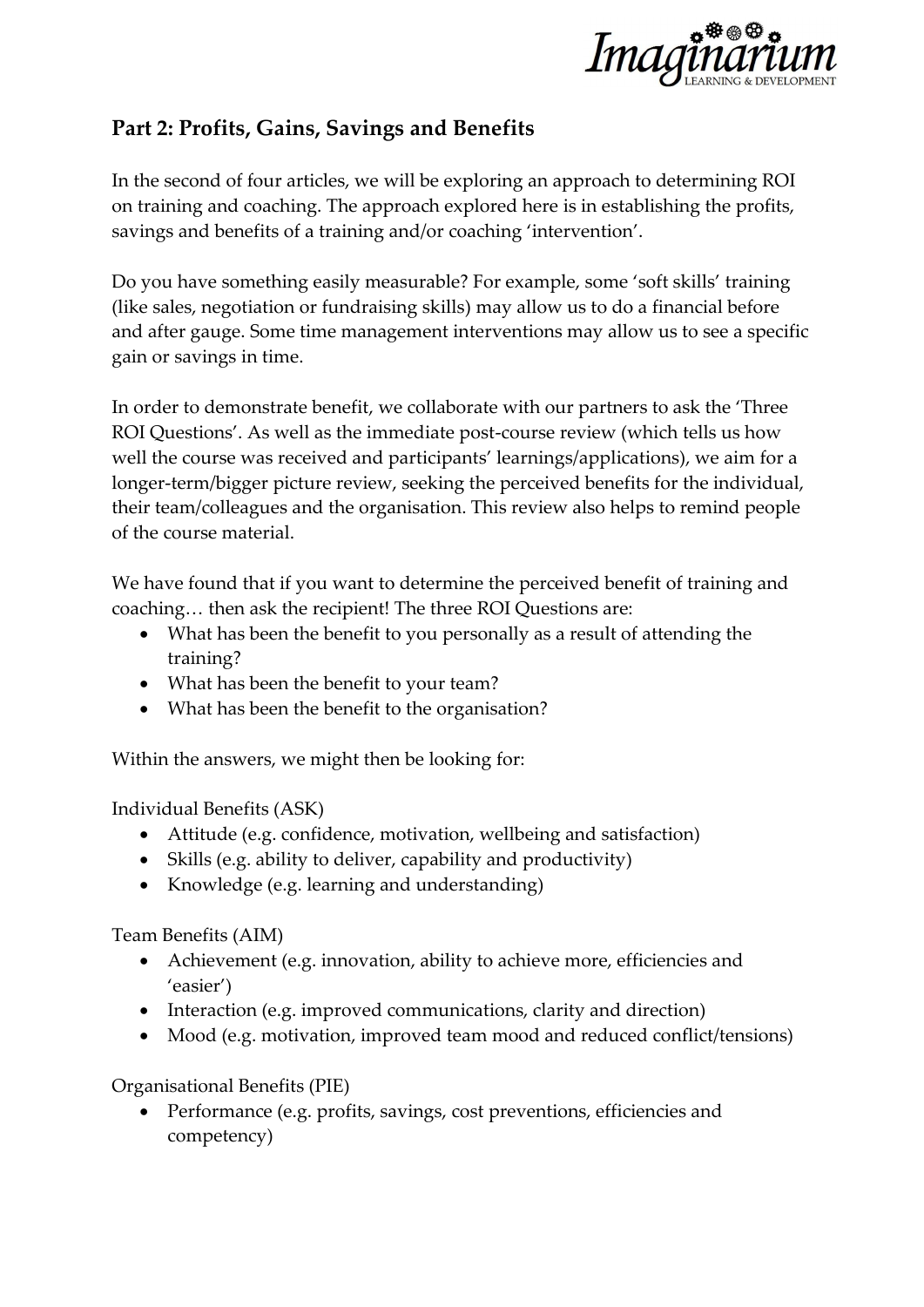## Part 2: Profits, Gains, Savings and Benefits

In the second of four articles, we will be exploring an approach to determining ROI on training and coaching. The approach explored here is in establishing the profits, savings and benefits of a training and/or coaching 'intervention'.

Do you have something easily measurable? For example, some 'soft skills' training (like sales, negotiation or fundraising skills) may allow us to do a financial before and after gauge. Some time management interventions may allow us to see a specific gain or savings in time.

In order to demonstrate benefit, we collaborate with our partners to ask the 'Three ROI Questions'. As well as the immediate post-course review (which tells us how well the course was received and participants' learnings/applications), we aim for a longer-term/bigger picture review, seeking the perceived benefits for the individual, their team/colleagues and the organisation. This review also helps to remind people of the course material.

We have found that if you want to determine the perceived benefit of training and coaching… then ask the recipient! The three ROI Questions are:

- What has been the benefit to you personally as a result of attending the training?
- What has been the benefit to your team?
- What has been the benefit to the organisation?

Within the answers, we might then be looking for:

Individual Benefits (ASK)

- Attitude (e.g. confidence, motivation, wellbeing and satisfaction)
- Skills (e.g. ability to deliver, capability and productivity)
- Knowledge (e.g. learning and understanding)

Team Benefits (AIM)

- Achievement (e.g. innovation, ability to achieve more, efficiencies and 'easier')
- Interaction (e.g. improved communications, clarity and direction)
- Mood (e.g. motivation, improved team mood and reduced conflict/tensions)

Organisational Benefits (PIE)

- Performance (e.g. profits, savings, cost preventions, efficiencies and competency)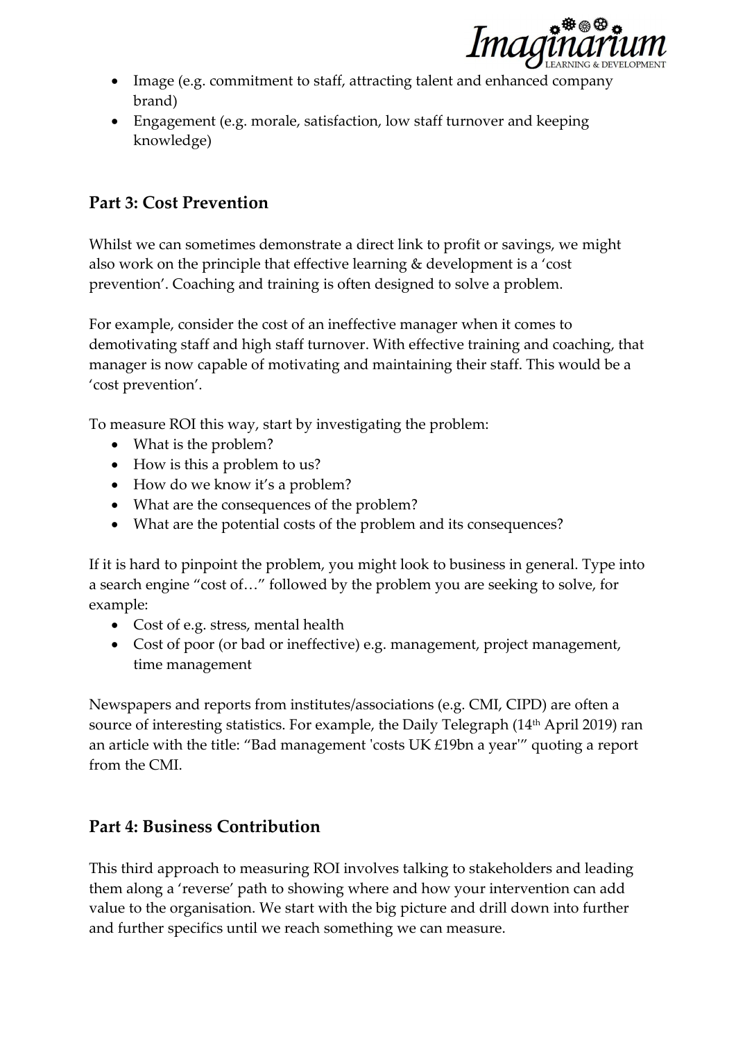- Image (e.g. commitment to staff, attracting talent and enhanced company brand)
- Engagement (e.g. morale, satisfaction, low staff turnover and keeping knowledge)

## Part 3: Cost Prevention

Whilst we can sometimes demonstrate a direct link to profit or savings, we might also work on the principle that effective learning & development is a 'cost prevention'. Coaching and training is often designed to solve a problem.

For example, consider the cost of an ineffective manager when it comes to demotivating staff and high staff turnover. With effective training and coaching, that manager is now capable of motivating and maintaining their staff. This would be a 'cost prevention'.

To measure ROI this way, start by investigating the problem:

- What is the problem?
- How is this a problem to us?
- How do we know it's a problem?
- What are the consequences of the problem?
- What are the potential costs of the problem and its consequences?

If it is hard to pinpoint the problem, you might look to business in general. Type into a search engine "cost of…" followed by the problem you are seeking to solve, for example:

- Cost of e.g. stress, mental health
- Cost of poor (or bad or ineffective) e.g. management, project management, time management

Newspapers and reports from institutes/associations (e.g. CMI, CIPD) are often a source of interesting statistics. For example, the Daily Telegraph (14th April 2019) ran an article with the title: "Bad management 'costs UK £19bn a year'" quoting a report from the CMI.

## Part 4: Business Contribution

This third approach to measuring ROI involves talking to stakeholders and leading them along a 'reverse' path to showing where and how your intervention can add value to the organisation. We start with the big picture and drill down into further and further specifics until we reach something we can measure.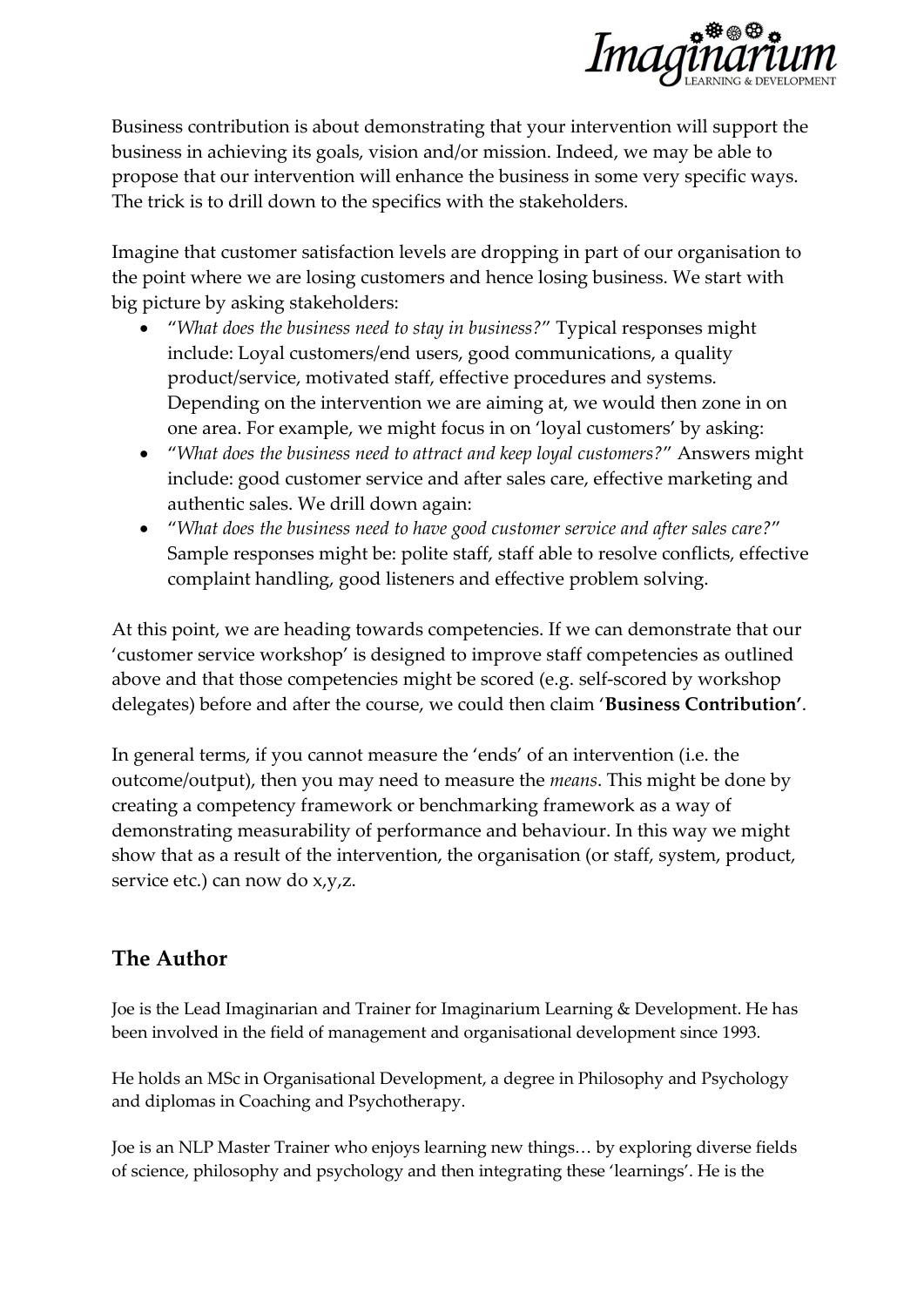Business contribution is about demonstrating that your intervention will support the business in achieving its goals, vision and/or mission. Indeed, we may be able to propose that our intervention will enhance the business in some very specific ways. The trick is to drill down to the specifics with the stakeholders.

Imagine that customer satisfaction levels are dropping in part of our organisation to the point where we are losing customers and hence losing business. We start with big picture by asking stakeholders:

- "*What does the business need to stay in business?*" Typical responses might include: Loyal customers/end users, good communications, a quality product/service, motivated staff, effective procedures and systems. Depending on the intervention we are aiming at, we would then zone in on one area. For example, we might focus in on 'loyal customers' by asking:
- "*What does the business need to attract and keep loyal customers?*" Answers might include: good customer service and after sales care, effective marketing and authentic sales. We drill down again:
- "*What does the business need to have good customer service and after sales care?*" Sample responses might be: polite staff, staff able to resolve conflicts, effective complaint handling, good listeners and effective problem solving.

At this point, we are heading towards competencies. If we can demonstrate that our 'customer service workshop' is designed to improve staff competencies as outlined above and that those competencies might be scored (e.g. self-scored by workshop delegates) before and after the course, we could then claim '**Business Contribution'**.

In general terms, if you cannot measure the 'ends' of an intervention (i.e. the outcome/output), then you may need to measure the *means*. This might be done by creating a competency framework or benchmarking framework as a way of demonstrating measurability of performance and behaviour. In this way we might show that as a result of the intervention, the organisation (or staff, system, product, service etc.) can now do x,y,z.

## The Author

Joe is the Lead Imaginarian and Trainer for Imaginarium Learning & Development. He has been involved in the field of management and organisational development since 1993.

He holds an MSc in Organisational Development, a degree in Philosophy and Psychology and diplomas in Coaching and Psychotherapy.

Joe is an NLP Master Trainer who enjoys learning new things… by exploring diverse fields of science, philosophy and psychology and then integrating these 'learnings'. He is the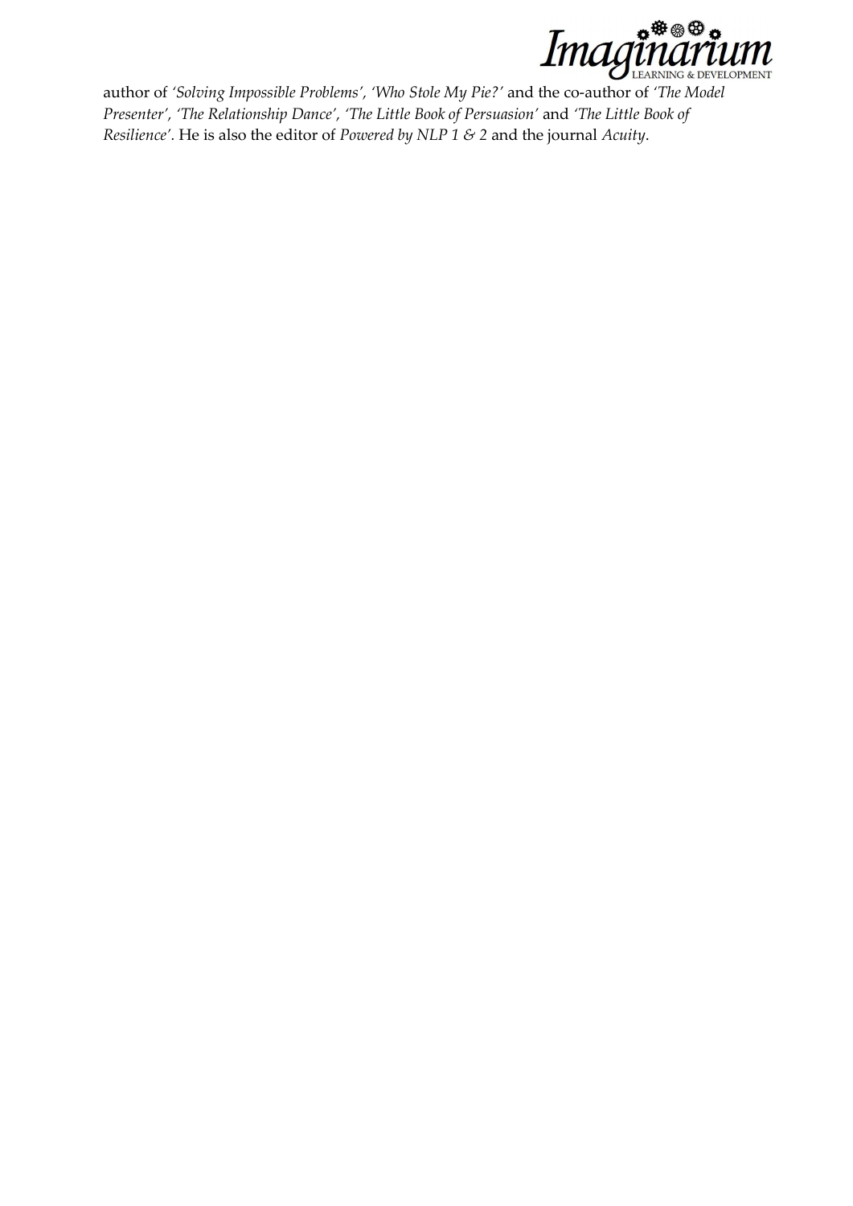author of *'Solving Impossible Problems'*, *'Who Stole My Pie?'* and the co-author of *'The Model Presenter'*, *'The Relationship Dance'*, *'The Little Book of Persuasion'* and *'The Little Book of Resilience'*. He is also the editor of *Powered by NLP 1 & 2* and the journal *Acuity*.